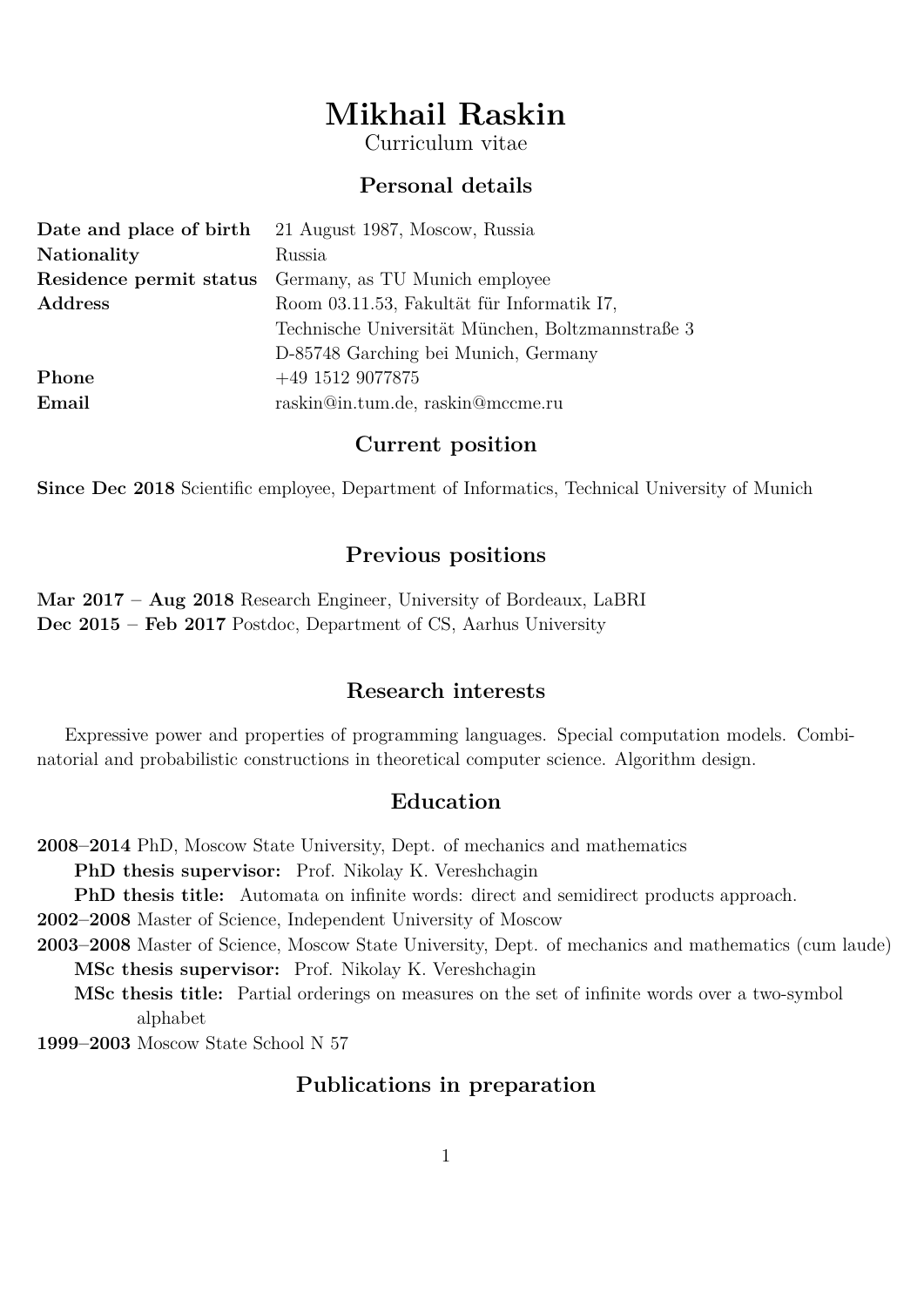# Mikhail Raskin

Curriculum vitae

## Personal details

| | |
|---|---|
| **Date and place of birth** | 21 August 1987, Moscow, Russia |
| **Nationality** | Russia |
| **Residence permit status** | Germany, as TU Munich employee |
| **Address** | Room 03.11.53, Fakultät für Informatik I7, Technische Universität München, Boltzmannstraße 3 D-85748 Garching bei Munich, Germany |
| **Phone** | +49 1512 9077875 |
| **Email** | raskin@in.tum.de, raskin@mccme.ru |

## Current position

**Since Dec 2018** Scientific employee, Department of Informatics, Technical University of Munich

## Previous positions

**Mar 2017 – Aug 2018** Research Engineer, University of Bordeaux, LaBRI

**Dec 2015 – Feb 2017** Postdoc, Department of CS, Aarhus University

## Research interests

Expressive power and properties of programming languages. Special computation models. Combinatorial and probabilistic constructions in theoretical computer science. Algorithm design.

## Education

**2008–2014** PhD, Moscow State University, Dept. of mechanics and mathematics

- **PhD thesis supervisor:** Prof. Nikolay K. Vereshchagin
- **PhD thesis title:** Automata on infinite words: direct and semidirect products approach.

**2002–2008** Master of Science, Independent University of Moscow

**2003–2008** Master of Science, Moscow State University, Dept. of mechanics and mathematics (cum laude)

- **MSc thesis supervisor:** Prof. Nikolay K. Vereshchagin
- **MSc thesis title:** Partial orderings on measures on the set of infinite words over a two-symbol alphabet

**1999–2003** Moscow State School N 57

## Publications in preparation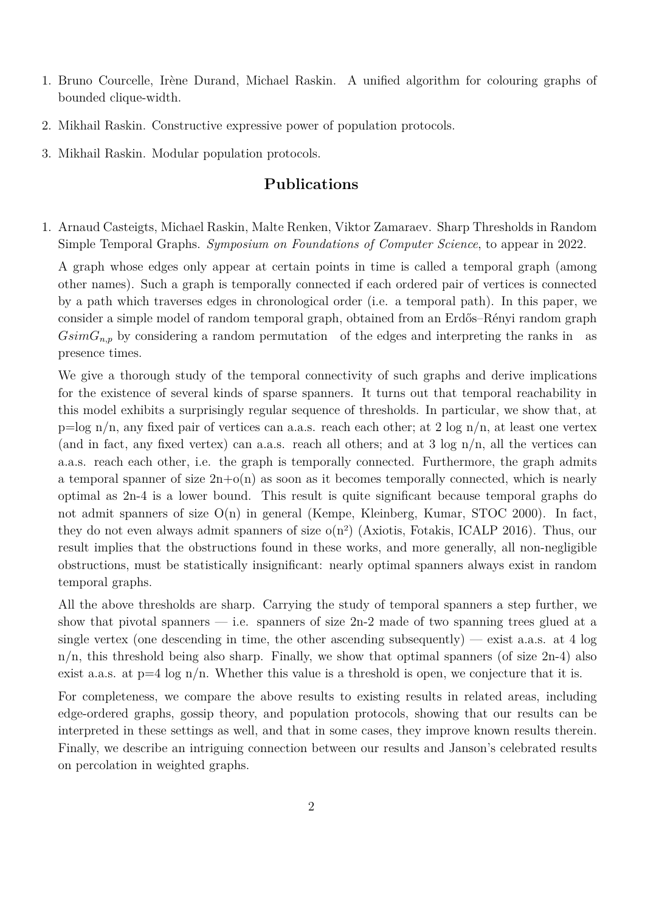1. Bruno Courcelle, Irène Durand, Michael Raskin. A unified algorithm for colouring graphs of bounded clique-width.
2. Mikhail Raskin. Constructive expressive power of population protocols.
3. Mikhail Raskin. Modular population protocols.

## Publications

1. Arnaud Casteigts, Michael Raskin, Malte Renken, Viktor Zamaraev. Sharp Thresholds in Random Simple Temporal Graphs. *Symposium on Foundations of Computer Science*, to appear in 2022.

   A graph whose edges only appear at certain points in time is called a temporal graph (among other names). Such a graph is temporally connected if each ordered pair of vertices is connected by a path which traverses edges in chronological order (i.e. a temporal path). In this paper, we consider a simple model of random temporal graph, obtained from an Erdős–Rényi random graph $GsimG_{n,p}$ by considering a random permutation of the edges and interpreting the ranks in as presence times.

   We give a thorough study of the temporal connectivity of such graphs and derive implications for the existence of several kinds of sparse spanners. It turns out that temporal reachability in this model exhibits a surprisingly regular sequence of thresholds. In particular, we show that, at p=log n/n, any fixed pair of vertices can a.a.s. reach each other; at 2 log n/n, at least one vertex (and in fact, any fixed vertex) can a.a.s. reach all others; and at 3 log n/n, all the vertices can a.a.s. reach each other, i.e. the graph is temporally connected. Furthermore, the graph admits a temporal spanner of size 2n+o(n) as soon as it becomes temporally connected, which is nearly optimal as 2n-4 is a lower bound. This result is quite significant because temporal graphs do not admit spanners of size O(n) in general (Kempe, Kleinberg, Kumar, STOC 2000). In fact, they do not even always admit spanners of size o(n²) (Axiotis, Fotakis, ICALP 2016). Thus, our result implies that the obstructions found in these works, and more generally, all non-negligible obstructions, must be statistically insignificant: nearly optimal spanners always exist in random temporal graphs.

   All the above thresholds are sharp. Carrying the study of temporal spanners a step further, we show that pivotal spanners — i.e. spanners of size 2n-2 made of two spanning trees glued at a single vertex (one descending in time, the other ascending subsequently) — exist a.a.s. at 4 log n/n, this threshold being also sharp. Finally, we show that optimal spanners (of size 2n-4) also exist a.a.s. at p=4 log n/n. Whether this value is a threshold is open, we conjecture that it is.

   For completeness, we compare the above results to existing results in related areas, including edge-ordered graphs, gossip theory, and population protocols, showing that our results can be interpreted in these settings as well, and that in some cases, they improve known results therein. Finally, we describe an intriguing connection between our results and Janson's celebrated results on percolation in weighted graphs.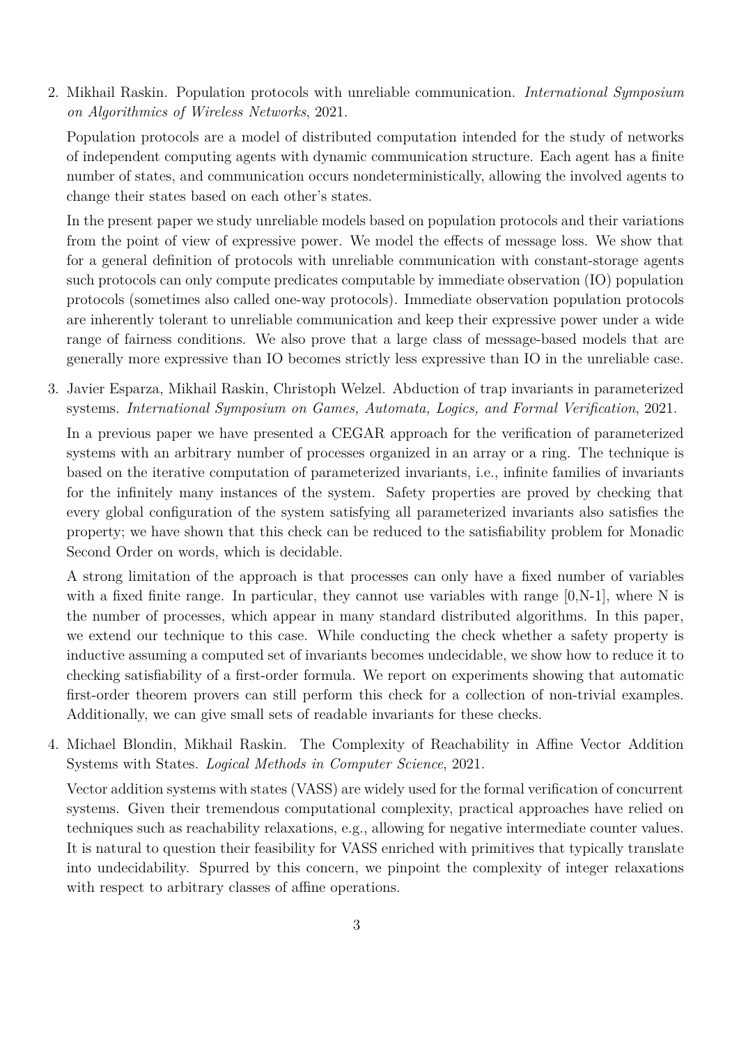2. Mikhail Raskin. Population protocols with unreliable communication. *International Symposium on Algorithmics of Wireless Networks*, 2021.

   Population protocols are a model of distributed computation intended for the study of networks of independent computing agents with dynamic communication structure. Each agent has a finite number of states, and communication occurs nondeterministically, allowing the involved agents to change their states based on each other's states.

   In the present paper we study unreliable models based on population protocols and their variations from the point of view of expressive power. We model the effects of message loss. We show that for a general definition of protocols with unreliable communication with constant-storage agents such protocols can only compute predicates computable by immediate observation (IO) population protocols (sometimes also called one-way protocols). Immediate observation population protocols are inherently tolerant to unreliable communication and keep their expressive power under a wide range of fairness conditions. We also prove that a large class of message-based models that are generally more expressive than IO becomes strictly less expressive than IO in the unreliable case.

3. Javier Esparza, Mikhail Raskin, Christoph Welzel. Abduction of trap invariants in parameterized systems. *International Symposium on Games, Automata, Logics, and Formal Verification*, 2021.

   In a previous paper we have presented a CEGAR approach for the verification of parameterized systems with an arbitrary number of processes organized in an array or a ring. The technique is based on the iterative computation of parameterized invariants, i.e., infinite families of invariants for the infinitely many instances of the system. Safety properties are proved by checking that every global configuration of the system satisfying all parameterized invariants also satisfies the property; we have shown that this check can be reduced to the satisfiability problem for Monadic Second Order on words, which is decidable.

   A strong limitation of the approach is that processes can only have a fixed number of variables with a fixed finite range. In particular, they cannot use variables with range [0,N-1], where N is the number of processes, which appear in many standard distributed algorithms. In this paper, we extend our technique to this case. While conducting the check whether a safety property is inductive assuming a computed set of invariants becomes undecidable, we show how to reduce it to checking satisfiability of a first-order formula. We report on experiments showing that automatic first-order theorem provers can still perform this check for a collection of non-trivial examples. Additionally, we can give small sets of readable invariants for these checks.

4. Michael Blondin, Mikhail Raskin. The Complexity of Reachability in Affine Vector Addition Systems with States. *Logical Methods in Computer Science*, 2021.

   Vector addition systems with states (VASS) are widely used for the formal verification of concurrent systems. Given their tremendous computational complexity, practical approaches have relied on techniques such as reachability relaxations, e.g., allowing for negative intermediate counter values. It is natural to question their feasibility for VASS enriched with primitives that typically translate into undecidability. Spurred by this concern, we pinpoint the complexity of integer relaxations with respect to arbitrary classes of affine operations.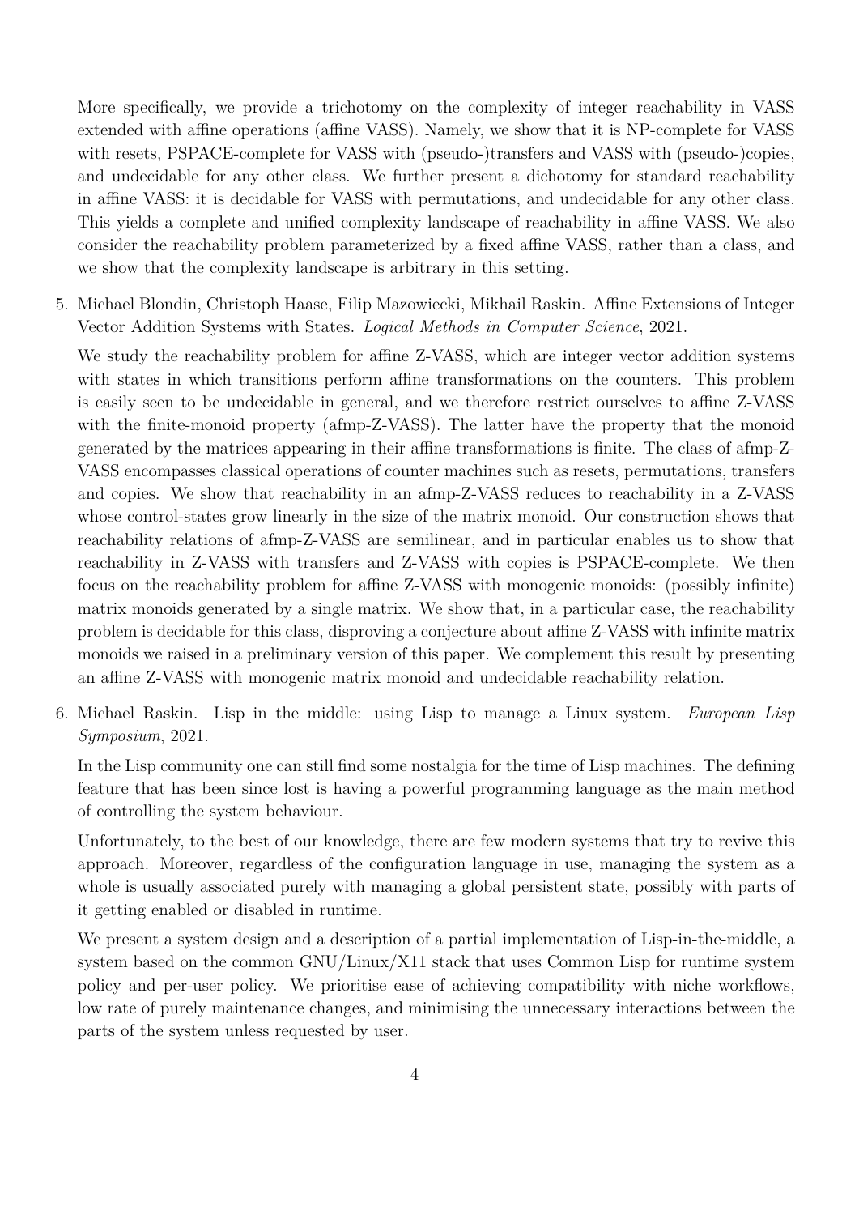More specifically, we provide a trichotomy on the complexity of integer reachability in VASS extended with affine operations (affine VASS). Namely, we show that it is NP-complete for VASS with resets, PSPACE-complete for VASS with (pseudo-)transfers and VASS with (pseudo-)copies, and undecidable for any other class. We further present a dichotomy for standard reachability in affine VASS: it is decidable for VASS with permutations, and undecidable for any other class. This yields a complete and unified complexity landscape of reachability in affine VASS. We also consider the reachability problem parameterized by a fixed affine VASS, rather than a class, and we show that the complexity landscape is arbitrary in this setting.

5. Michael Blondin, Christoph Haase, Filip Mazowiecki, Mikhail Raskin. Affine Extensions of Integer Vector Addition Systems with States. *Logical Methods in Computer Science*, 2021.

   We study the reachability problem for affine Z-VASS, which are integer vector addition systems with states in which transitions perform affine transformations on the counters. This problem is easily seen to be undecidable in general, and we therefore restrict ourselves to affine Z-VASS with the finite-monoid property (afmp-Z-VASS). The latter have the property that the monoid generated by the matrices appearing in their affine transformations is finite. The class of afmp-Z-VASS encompasses classical operations of counter machines such as resets, permutations, transfers and copies. We show that reachability in an afmp-Z-VASS reduces to reachability in a Z-VASS whose control-states grow linearly in the size of the matrix monoid. Our construction shows that reachability relations of afmp-Z-VASS are semilinear, and in particular enables us to show that reachability in Z-VASS with transfers and Z-VASS with copies is PSPACE-complete. We then focus on the reachability problem for affine Z-VASS with monogenic monoids: (possibly infinite) matrix monoids generated by a single matrix. We show that, in a particular case, the reachability problem is decidable for this class, disproving a conjecture about affine Z-VASS with infinite matrix monoids we raised in a preliminary version of this paper. We complement this result by presenting an affine Z-VASS with monogenic matrix monoid and undecidable reachability relation.

6. Michael Raskin. Lisp in the middle: using Lisp to manage a Linux system. *European Lisp Symposium*, 2021.

   In the Lisp community one can still find some nostalgia for the time of Lisp machines. The defining feature that has been since lost is having a powerful programming language as the main method of controlling the system behaviour.

   Unfortunately, to the best of our knowledge, there are few modern systems that try to revive this approach. Moreover, regardless of the configuration language in use, managing the system as a whole is usually associated purely with managing a global persistent state, possibly with parts of it getting enabled or disabled in runtime.

   We present a system design and a description of a partial implementation of Lisp-in-the-middle, a system based on the common GNU/Linux/X11 stack that uses Common Lisp for runtime system policy and per-user policy. We prioritise ease of achieving compatibility with niche workflows, low rate of purely maintenance changes, and minimising the unnecessary interactions between the parts of the system unless requested by user.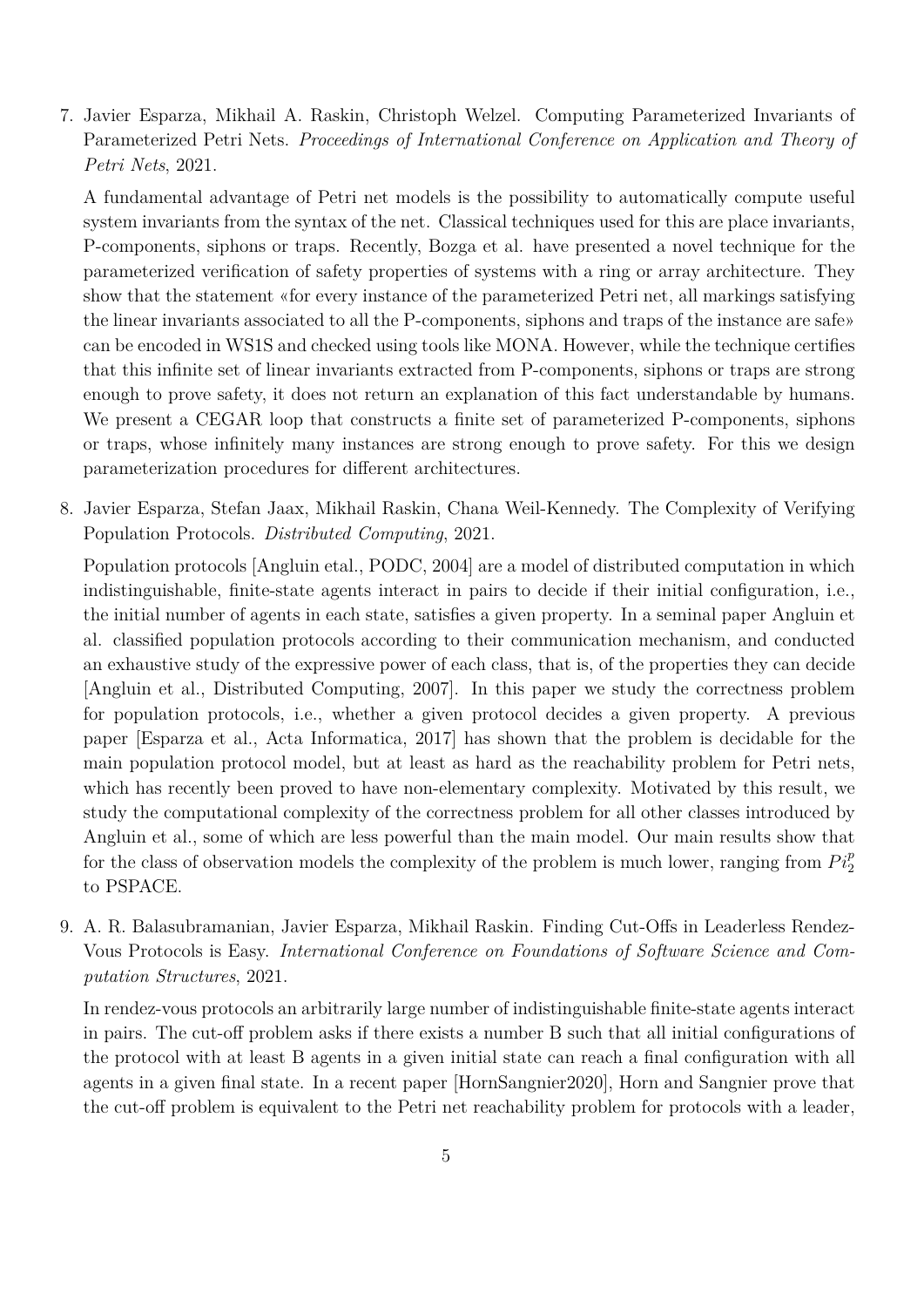7. Javier Esparza, Mikhail A. Raskin, Christoph Welzel. Computing Parameterized Invariants of Parameterized Petri Nets. *Proceedings of International Conference on Application and Theory of Petri Nets*, 2021.

   A fundamental advantage of Petri net models is the possibility to automatically compute useful system invariants from the syntax of the net. Classical techniques used for this are place invariants, P-components, siphons or traps. Recently, Bozga et al. have presented a novel technique for the parameterized verification of safety properties of systems with a ring or array architecture. They show that the statement «for every instance of the parameterized Petri net, all markings satisfying the linear invariants associated to all the P-components, siphons and traps of the instance are safe» can be encoded in WS1S and checked using tools like MONA. However, while the technique certifies that this infinite set of linear invariants extracted from P-components, siphons or traps are strong enough to prove safety, it does not return an explanation of this fact understandable by humans. We present a CEGAR loop that constructs a finite set of parameterized P-components, siphons or traps, whose infinitely many instances are strong enough to prove safety. For this we design parameterization procedures for different architectures.

8. Javier Esparza, Stefan Jaax, Mikhail Raskin, Chana Weil-Kennedy. The Complexity of Verifying Population Protocols. *Distributed Computing*, 2021.

   Population protocols [Angluin etal., PODC, 2004] are a model of distributed computation in which indistinguishable, finite-state agents interact in pairs to decide if their initial configuration, i.e., the initial number of agents in each state, satisfies a given property. In a seminal paper Angluin et al. classified population protocols according to their communication mechanism, and conducted an exhaustive study of the expressive power of each class, that is, of the properties they can decide [Angluin et al., Distributed Computing, 2007]. In this paper we study the correctness problem for population protocols, i.e., whether a given protocol decides a given property. A previous paper [Esparza et al., Acta Informatica, 2017] has shown that the problem is decidable for the main population protocol model, but at least as hard as the reachability problem for Petri nets, which has recently been proved to have non-elementary complexity. Motivated by this result, we study the computational complexity of the correctness problem for all other classes introduced by Angluin et al., some of which are less powerful than the main model. Our main results show that for the class of observation models the complexity of the problem is much lower, ranging from $Pi_2^p$ to PSPACE.

9. A. R. Balasubramanian, Javier Esparza, Mikhail Raskin. Finding Cut-Offs in Leaderless Rendez-Vous Protocols is Easy. *International Conference on Foundations of Software Science and Computation Structures*, 2021.

   In rendez-vous protocols an arbitrarily large number of indistinguishable finite-state agents interact in pairs. The cut-off problem asks if there exists a number B such that all initial configurations of the protocol with at least B agents in a given initial state can reach a final configuration with all agents in a given final state. In a recent paper [HornSangnier2020], Horn and Sangnier prove that the cut-off problem is equivalent to the Petri net reachability problem for protocols with a leader,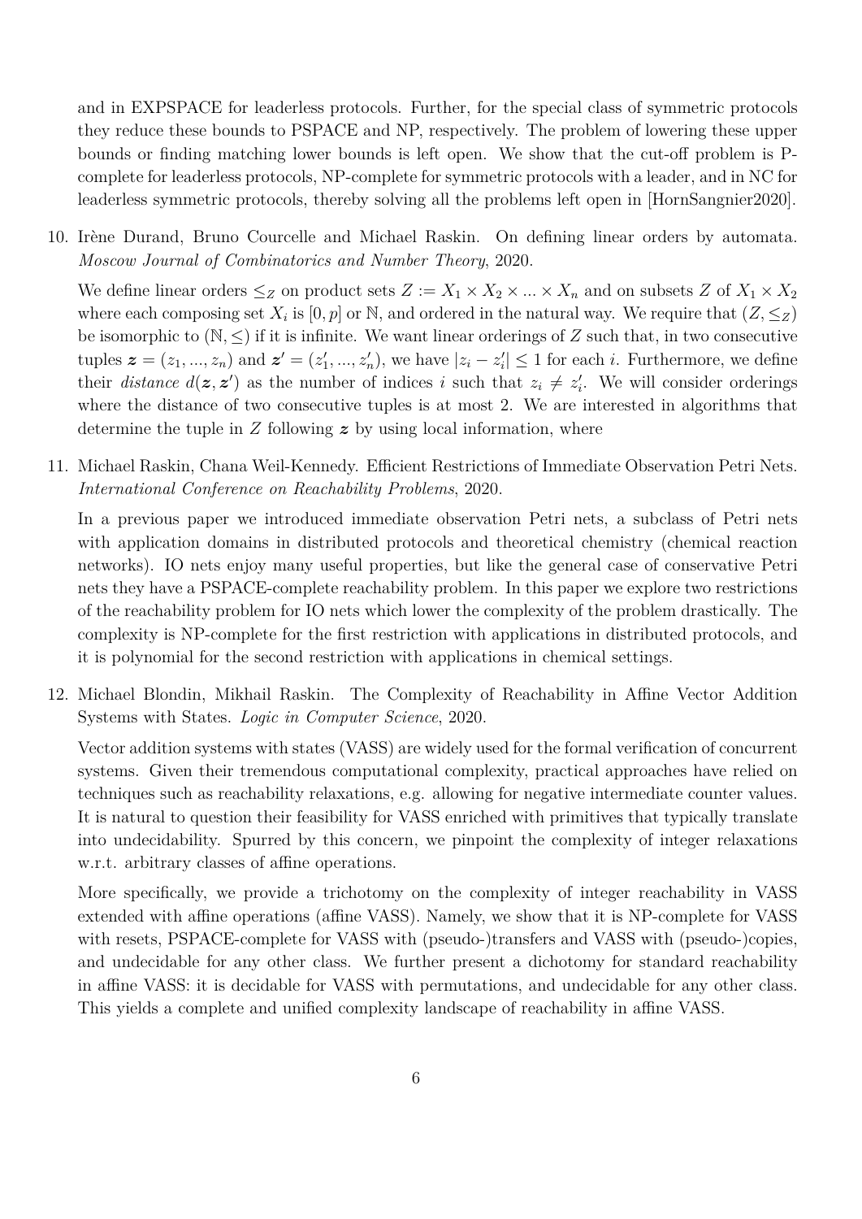and in EXPSPACE for leaderless protocols. Further, for the special class of symmetric protocols they reduce these bounds to PSPACE and NP, respectively. The problem of lowering these upper bounds or finding matching lower bounds is left open. We show that the cut-off problem is P-complete for leaderless protocols, NP-complete for symmetric protocols with a leader, and in NC for leaderless symmetric protocols, thereby solving all the problems left open in [HornSangnier2020].

10. Irène Durand, Bruno Courcelle and Michael Raskin. On defining linear orders by automata. *Moscow Journal of Combinatorics and Number Theory*, 2020.

    We define linear orders $\leq_Z$ on product sets $Z := X_1 \times X_2 \times ... \times X_n$ and on subsets $Z$ of $X_1 \times X_2$ where each composing set $X_i$ is $[0, p]$ or $\mathbb{N}$, and ordered in the natural way. We require that $(Z, \leq_Z)$ be isomorphic to $(\mathbb{N}, \leq)$ if it is infinite. We want linear orderings of $Z$ such that, in two consecutive tuples $\boldsymbol{z} = (z_1, ..., z_n)$ and $\boldsymbol{z}' = (z'_1, ..., z'_n)$, we have $|z_i - z'_i| \leq 1$ for each $i$. Furthermore, we define their *distance* $d(\boldsymbol{z}, \boldsymbol{z}')$ as the number of indices $i$ such that $z_i \neq z'_i$. We will consider orderings where the distance of two consecutive tuples is at most 2. We are interested in algorithms that determine the tuple in $Z$ following $\boldsymbol{z}$ by using local information, where

11. Michael Raskin, Chana Weil-Kennedy. Efficient Restrictions of Immediate Observation Petri Nets. *International Conference on Reachability Problems*, 2020.

    In a previous paper we introduced immediate observation Petri nets, a subclass of Petri nets with application domains in distributed protocols and theoretical chemistry (chemical reaction networks). IO nets enjoy many useful properties, but like the general case of conservative Petri nets they have a PSPACE-complete reachability problem. In this paper we explore two restrictions of the reachability problem for IO nets which lower the complexity of the problem drastically. The complexity is NP-complete for the first restriction with applications in distributed protocols, and it is polynomial for the second restriction with applications in chemical settings.

12. Michael Blondin, Mikhail Raskin. The Complexity of Reachability in Affine Vector Addition Systems with States. *Logic in Computer Science*, 2020.

    Vector addition systems with states (VASS) are widely used for the formal verification of concurrent systems. Given their tremendous computational complexity, practical approaches have relied on techniques such as reachability relaxations, e.g. allowing for negative intermediate counter values. It is natural to question their feasibility for VASS enriched with primitives that typically translate into undecidability. Spurred by this concern, we pinpoint the complexity of integer relaxations w.r.t. arbitrary classes of affine operations.

    More specifically, we provide a trichotomy on the complexity of integer reachability in VASS extended with affine operations (affine VASS). Namely, we show that it is NP-complete for VASS with resets, PSPACE-complete for VASS with (pseudo-)transfers and VASS with (pseudo-)copies, and undecidable for any other class. We further present a dichotomy for standard reachability in affine VASS: it is decidable for VASS with permutations, and undecidable for any other class. This yields a complete and unified complexity landscape of reachability in affine VASS.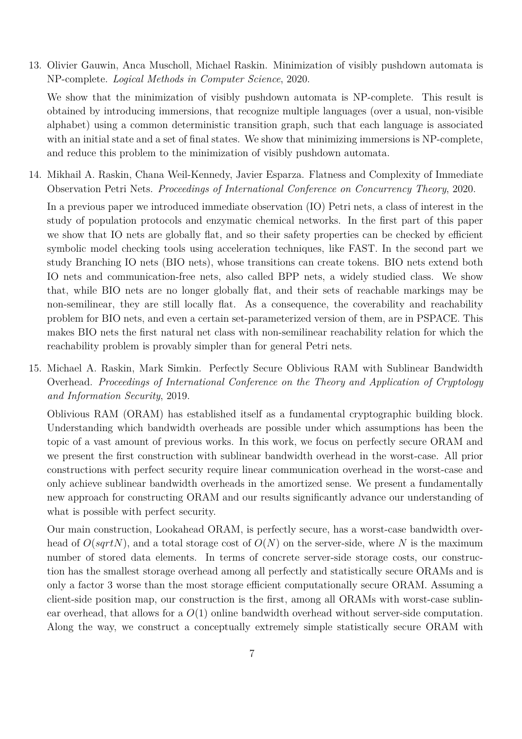13. Olivier Gauwin, Anca Muscholl, Michael Raskin. Minimization of visibly pushdown automata is NP-complete. *Logical Methods in Computer Science*, 2020.

    We show that the minimization of visibly pushdown automata is NP-complete. This result is obtained by introducing immersions, that recognize multiple languages (over a usual, non-visible alphabet) using a common deterministic transition graph, such that each language is associated with an initial state and a set of final states. We show that minimizing immersions is NP-complete, and reduce this problem to the minimization of visibly pushdown automata.

14. Mikhail A. Raskin, Chana Weil-Kennedy, Javier Esparza. Flatness and Complexity of Immediate Observation Petri Nets. *Proceedings of International Conference on Concurrency Theory*, 2020.

    In a previous paper we introduced immediate observation (IO) Petri nets, a class of interest in the study of population protocols and enzymatic chemical networks. In the first part of this paper we show that IO nets are globally flat, and so their safety properties can be checked by efficient symbolic model checking tools using acceleration techniques, like FAST. In the second part we study Branching IO nets (BIO nets), whose transitions can create tokens. BIO nets extend both IO nets and communication-free nets, also called BPP nets, a widely studied class. We show that, while BIO nets are no longer globally flat, and their sets of reachable markings may be non-semilinear, they are still locally flat. As a consequence, the coverability and reachability problem for BIO nets, and even a certain set-parameterized version of them, are in PSPACE. This makes BIO nets the first natural net class with non-semilinear reachability relation for which the reachability problem is provably simpler than for general Petri nets.

15. Michael A. Raskin, Mark Simkin. Perfectly Secure Oblivious RAM with Sublinear Bandwidth Overhead. *Proceedings of International Conference on the Theory and Application of Cryptology and Information Security*, 2019.

    Oblivious RAM (ORAM) has established itself as a fundamental cryptographic building block. Understanding which bandwidth overheads are possible under which assumptions has been the topic of a vast amount of previous works. In this work, we focus on perfectly secure ORAM and we present the first construction with sublinear bandwidth overhead in the worst-case. All prior constructions with perfect security require linear communication overhead in the worst-case and only achieve sublinear bandwidth overheads in the amortized sense. We present a fundamentally new approach for constructing ORAM and our results significantly advance our understanding of what is possible with perfect security.

    Our main construction, Lookahead ORAM, is perfectly secure, has a worst-case bandwidth overhead of $O(sqrtN)$, and a total storage cost of $O(N)$ on the server-side, where $N$ is the maximum number of stored data elements. In terms of concrete server-side storage costs, our construction has the smallest storage overhead among all perfectly and statistically secure ORAMs and is only a factor 3 worse than the most storage efficient computationally secure ORAM. Assuming a client-side position map, our construction is the first, among all ORAMs with worst-case sublinear overhead, that allows for a $O(1)$ online bandwidth overhead without server-side computation. Along the way, we construct a conceptually extremely simple statistically secure ORAM with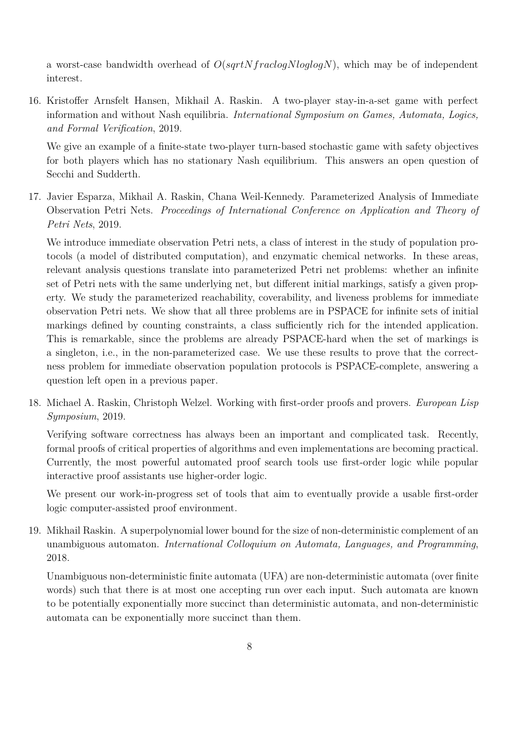a worst-case bandwidth overhead of $O(sqrtNfraclogNloglogN)$, which may be of independent interest.

16. Kristoffer Arnsfelt Hansen, Mikhail A. Raskin. A two-player stay-in-a-set game with perfect information and without Nash equilibria. *International Symposium on Games, Automata, Logics, and Formal Verification*, 2019.

    We give an example of a finite-state two-player turn-based stochastic game with safety objectives for both players which has no stationary Nash equilibrium. This answers an open question of Secchi and Sudderth.

17. Javier Esparza, Mikhail A. Raskin, Chana Weil-Kennedy. Parameterized Analysis of Immediate Observation Petri Nets. *Proceedings of International Conference on Application and Theory of Petri Nets*, 2019.

    We introduce immediate observation Petri nets, a class of interest in the study of population protocols (a model of distributed computation), and enzymatic chemical networks. In these areas, relevant analysis questions translate into parameterized Petri net problems: whether an infinite set of Petri nets with the same underlying net, but different initial markings, satisfy a given property. We study the parameterized reachability, coverability, and liveness problems for immediate observation Petri nets. We show that all three problems are in PSPACE for infinite sets of initial markings defined by counting constraints, a class sufficiently rich for the intended application. This is remarkable, since the problems are already PSPACE-hard when the set of markings is a singleton, i.e., in the non-parameterized case. We use these results to prove that the correctness problem for immediate observation population protocols is PSPACE-complete, answering a question left open in a previous paper.

18. Michael A. Raskin, Christoph Welzel. Working with first-order proofs and provers. *European Lisp Symposium*, 2019.

    Verifying software correctness has always been an important and complicated task. Recently, formal proofs of critical properties of algorithms and even implementations are becoming practical. Currently, the most powerful automated proof search tools use first-order logic while popular interactive proof assistants use higher-order logic.

    We present our work-in-progress set of tools that aim to eventually provide a usable first-order logic computer-assisted proof environment.

19. Mikhail Raskin. A superpolynomial lower bound for the size of non-deterministic complement of an unambiguous automaton. *International Colloquium on Automata, Languages, and Programming*, 2018.

    Unambiguous non-deterministic finite automata (UFA) are non-deterministic automata (over finite words) such that there is at most one accepting run over each input. Such automata are known to be potentially exponentially more succinct than deterministic automata, and non-deterministic automata can be exponentially more succinct than them.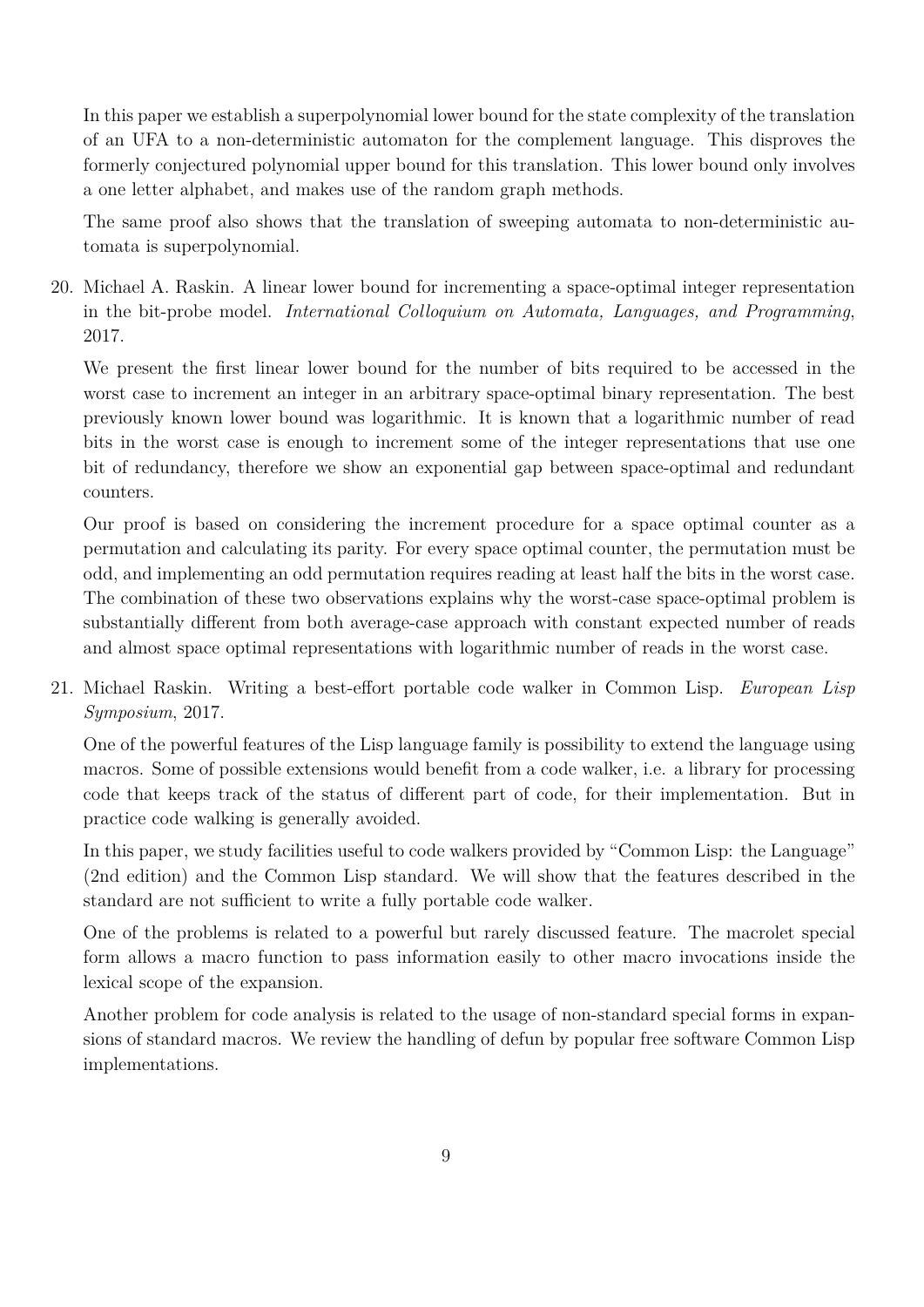In this paper we establish a superpolynomial lower bound for the state complexity of the translation of an UFA to a non-deterministic automaton for the complement language. This disproves the formerly conjectured polynomial upper bound for this translation. This lower bound only involves a one letter alphabet, and makes use of the random graph methods.

The same proof also shows that the translation of sweeping automata to non-deterministic automata is superpolynomial.

20. Michael A. Raskin. A linear lower bound for incrementing a space-optimal integer representation in the bit-probe model. *International Colloquium on Automata, Languages, and Programming*, 2017.

    We present the first linear lower bound for the number of bits required to be accessed in the worst case to increment an integer in an arbitrary space-optimal binary representation. The best previously known lower bound was logarithmic. It is known that a logarithmic number of read bits in the worst case is enough to increment some of the integer representations that use one bit of redundancy, therefore we show an exponential gap between space-optimal and redundant counters.

    Our proof is based on considering the increment procedure for a space optimal counter as a permutation and calculating its parity. For every space optimal counter, the permutation must be odd, and implementing an odd permutation requires reading at least half the bits in the worst case. The combination of these two observations explains why the worst-case space-optimal problem is substantially different from both average-case approach with constant expected number of reads and almost space optimal representations with logarithmic number of reads in the worst case.

21. Michael Raskin. Writing a best-effort portable code walker in Common Lisp. *European Lisp Symposium*, 2017.

    One of the powerful features of the Lisp language family is possibility to extend the language using macros. Some of possible extensions would benefit from a code walker, i.e. a library for processing code that keeps track of the status of different part of code, for their implementation. But in practice code walking is generally avoided.

    In this paper, we study facilities useful to code walkers provided by "Common Lisp: the Language" (2nd edition) and the Common Lisp standard. We will show that the features described in the standard are not sufficient to write a fully portable code walker.

    One of the problems is related to a powerful but rarely discussed feature. The macrolet special form allows a macro function to pass information easily to other macro invocations inside the lexical scope of the expansion.

    Another problem for code analysis is related to the usage of non-standard special forms in expansions of standard macros. We review the handling of defun by popular free software Common Lisp implementations.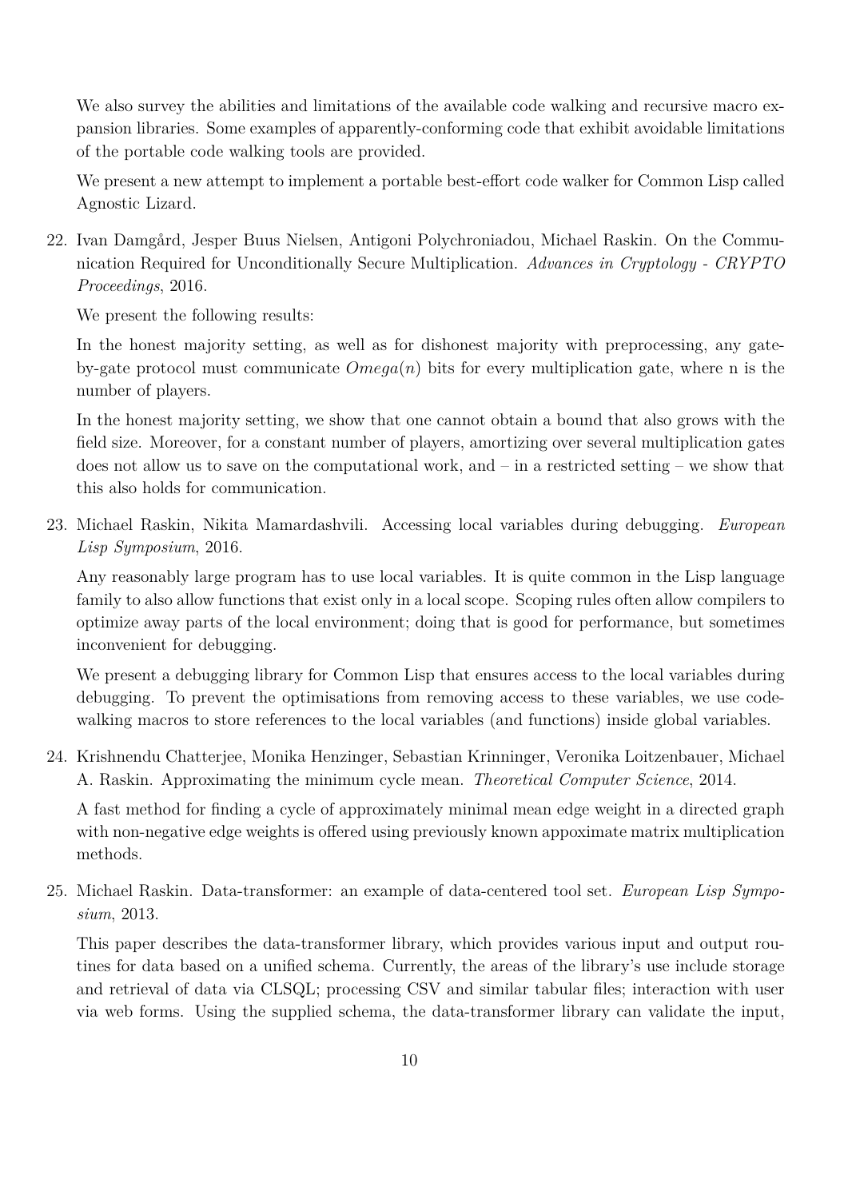We also survey the abilities and limitations of the available code walking and recursive macro expansion libraries. Some examples of apparently-conforming code that exhibit avoidable limitations of the portable code walking tools are provided.

We present a new attempt to implement a portable best-effort code walker for Common Lisp called Agnostic Lizard.

22. Ivan Damgård, Jesper Buus Nielsen, Antigoni Polychroniadou, Michael Raskin. On the Communication Required for Unconditionally Secure Multiplication. *Advances in Cryptology - CRYPTO Proceedings*, 2016.

    We present the following results:

    In the honest majority setting, as well as for dishonest majority with preprocessing, any gate-by-gate protocol must communicate $Omega(n)$ bits for every multiplication gate, where n is the number of players.

    In the honest majority setting, we show that one cannot obtain a bound that also grows with the field size. Moreover, for a constant number of players, amortizing over several multiplication gates does not allow us to save on the computational work, and – in a restricted setting – we show that this also holds for communication.

23. Michael Raskin, Nikita Mamardashvili. Accessing local variables during debugging. *European Lisp Symposium*, 2016.

    Any reasonably large program has to use local variables. It is quite common in the Lisp language family to also allow functions that exist only in a local scope. Scoping rules often allow compilers to optimize away parts of the local environment; doing that is good for performance, but sometimes inconvenient for debugging.

    We present a debugging library for Common Lisp that ensures access to the local variables during debugging. To prevent the optimisations from removing access to these variables, we use code-walking macros to store references to the local variables (and functions) inside global variables.

24. Krishnendu Chatterjee, Monika Henzinger, Sebastian Krinninger, Veronika Loitzenbauer, Michael A. Raskin. Approximating the minimum cycle mean. *Theoretical Computer Science*, 2014.

    A fast method for finding a cycle of approximately minimal mean edge weight in a directed graph with non-negative edge weights is offered using previously known appoximate matrix multiplication methods.

25. Michael Raskin. Data-transformer: an example of data-centered tool set. *European Lisp Symposium*, 2013.

    This paper describes the data-transformer library, which provides various input and output routines for data based on a unified schema. Currently, the areas of the library's use include storage and retrieval of data via CLSQL; processing CSV and similar tabular files; interaction with user via web forms. Using the supplied schema, the data-transformer library can validate the input,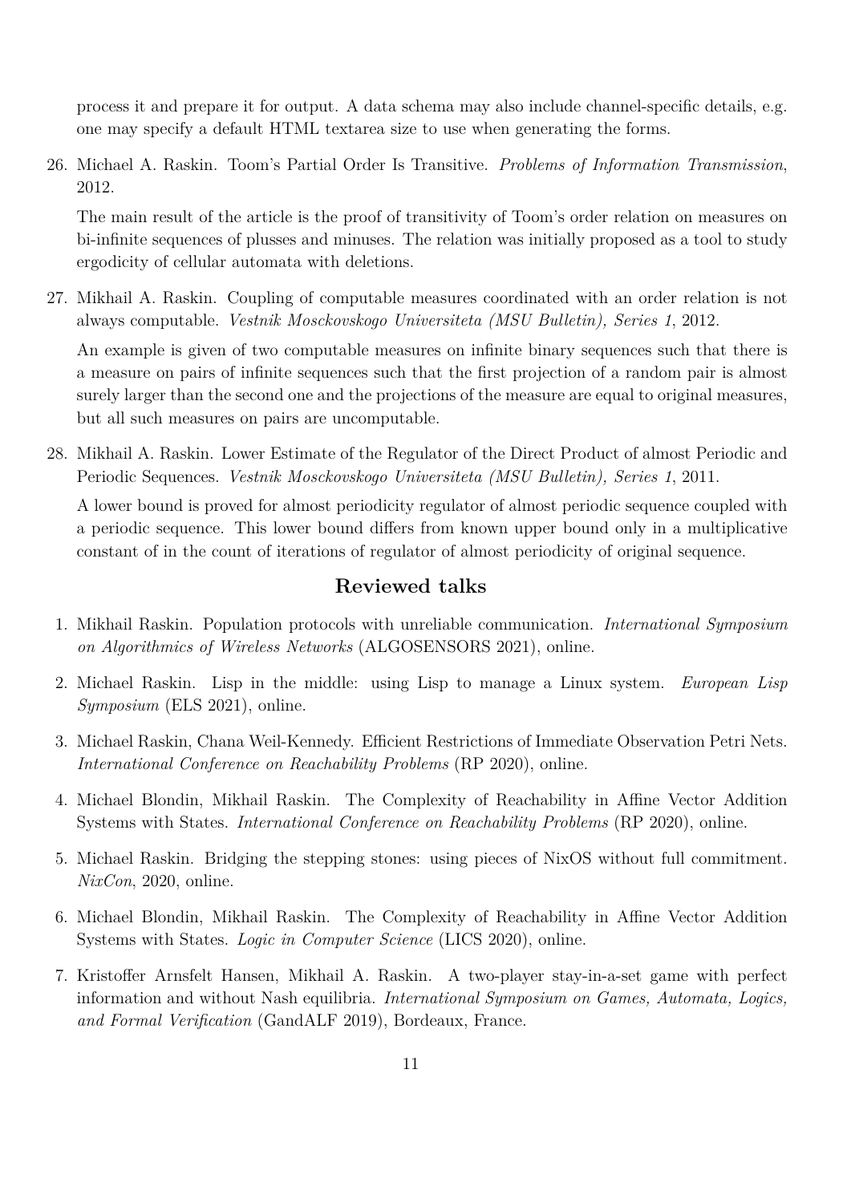process it and prepare it for output. A data schema may also include channel-specific details, e.g. one may specify a default HTML textarea size to use when generating the forms.

26. Michael A. Raskin. Toom's Partial Order Is Transitive. *Problems of Information Transmission*, 2012.

    The main result of the article is the proof of transitivity of Toom's order relation on measures on bi-infinite sequences of plusses and minuses. The relation was initially proposed as a tool to study ergodicity of cellular automata with deletions.

27. Mikhail A. Raskin. Coupling of computable measures coordinated with an order relation is not always computable. *Vestnik Mosckovskogo Universiteta (MSU Bulletin), Series 1*, 2012.

    An example is given of two computable measures on infinite binary sequences such that there is a measure on pairs of infinite sequences such that the first projection of a random pair is almost surely larger than the second one and the projections of the measure are equal to original measures, but all such measures on pairs are uncomputable.

28. Mikhail A. Raskin. Lower Estimate of the Regulator of the Direct Product of almost Periodic and Periodic Sequences. *Vestnik Mosckovskogo Universiteta (MSU Bulletin), Series 1*, 2011.

    A lower bound is proved for almost periodicity regulator of almost periodic sequence coupled with a periodic sequence. This lower bound differs from known upper bound only in a multiplicative constant of in the count of iterations of regulator of almost periodicity of original sequence.

## Reviewed talks

1. Mikhail Raskin. Population protocols with unreliable communication. *International Symposium on Algorithmics of Wireless Networks* (ALGOSENSORS 2021), online.
2. Michael Raskin. Lisp in the middle: using Lisp to manage a Linux system. *European Lisp Symposium* (ELS 2021), online.
3. Michael Raskin, Chana Weil-Kennedy. Efficient Restrictions of Immediate Observation Petri Nets. *International Conference on Reachability Problems* (RP 2020), online.
4. Michael Blondin, Mikhail Raskin. The Complexity of Reachability in Affine Vector Addition Systems with States. *International Conference on Reachability Problems* (RP 2020), online.
5. Michael Raskin. Bridging the stepping stones: using pieces of NixOS without full commitment. *NixCon*, 2020, online.
6. Michael Blondin, Mikhail Raskin. The Complexity of Reachability in Affine Vector Addition Systems with States. *Logic in Computer Science* (LICS 2020), online.
7. Kristoffer Arnsfelt Hansen, Mikhail A. Raskin. A two-player stay-in-a-set game with perfect information and without Nash equilibria. *International Symposium on Games, Automata, Logics, and Formal Verification* (GandALF 2019), Bordeaux, France.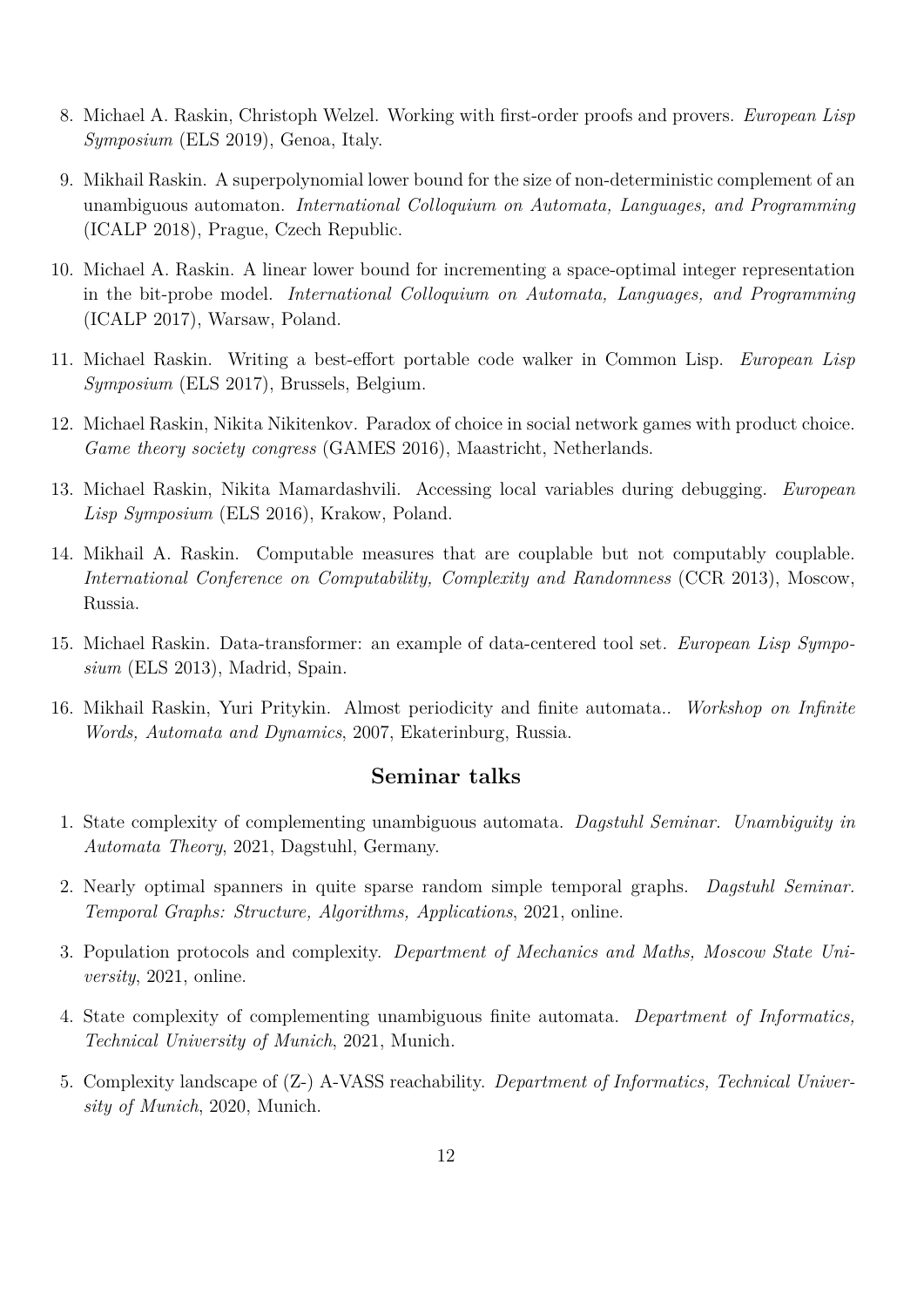8. Michael A. Raskin, Christoph Welzel. Working with first-order proofs and provers. *European Lisp Symposium* (ELS 2019), Genoa, Italy.

9. Mikhail Raskin. A superpolynomial lower bound for the size of non-deterministic complement of an unambiguous automaton. *International Colloquium on Automata, Languages, and Programming* (ICALP 2018), Prague, Czech Republic.

10. Michael A. Raskin. A linear lower bound for incrementing a space-optimal integer representation in the bit-probe model. *International Colloquium on Automata, Languages, and Programming* (ICALP 2017), Warsaw, Poland.

11. Michael Raskin. Writing a best-effort portable code walker in Common Lisp. *European Lisp Symposium* (ELS 2017), Brussels, Belgium.

12. Michael Raskin, Nikita Nikitenkov. Paradox of choice in social network games with product choice. *Game theory society congress* (GAMES 2016), Maastricht, Netherlands.

13. Michael Raskin, Nikita Mamardashvili. Accessing local variables during debugging. *European Lisp Symposium* (ELS 2016), Krakow, Poland.

14. Mikhail A. Raskin. Computable measures that are couplable but not computably couplable. *International Conference on Computability, Complexity and Randomness* (CCR 2013), Moscow, Russia.

15. Michael Raskin. Data-transformer: an example of data-centered tool set. *European Lisp Symposium* (ELS 2013), Madrid, Spain.

16. Mikhail Raskin, Yuri Pritykin. Almost periodicity and finite automata.. *Workshop on Infinite Words, Automata and Dynamics*, 2007, Ekaterinburg, Russia.

## Seminar talks

1. State complexity of complementing unambiguous automata. *Dagstuhl Seminar. Unambiguity in Automata Theory*, 2021, Dagstuhl, Germany.

2. Nearly optimal spanners in quite sparse random simple temporal graphs. *Dagstuhl Seminar. Temporal Graphs: Structure, Algorithms, Applications*, 2021, online.

3. Population protocols and complexity. *Department of Mechanics and Maths, Moscow State University*, 2021, online.

4. State complexity of complementing unambiguous finite automata. *Department of Informatics, Technical University of Munich*, 2021, Munich.

5. Complexity landscape of (Z-) A-VASS reachability. *Department of Informatics, Technical University of Munich*, 2020, Munich.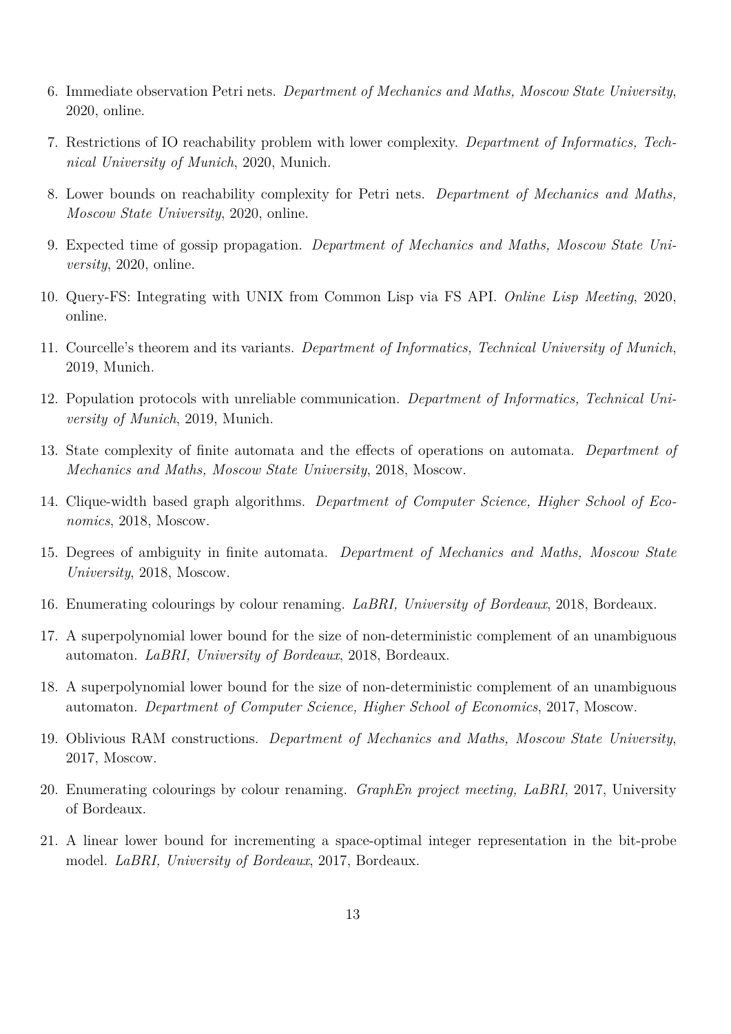6. Immediate observation Petri nets. *Department of Mechanics and Maths, Moscow State University*, 2020, online.
7. Restrictions of IO reachability problem with lower complexity. *Department of Informatics, Technical University of Munich*, 2020, Munich.
8. Lower bounds on reachability complexity for Petri nets. *Department of Mechanics and Maths, Moscow State University*, 2020, online.
9. Expected time of gossip propagation. *Department of Mechanics and Maths, Moscow State University*, 2020, online.
10. Query-FS: Integrating with UNIX from Common Lisp via FS API. *Online Lisp Meeting*, 2020, online.
11. Courcelle's theorem and its variants. *Department of Informatics, Technical University of Munich*, 2019, Munich.
12. Population protocols with unreliable communication. *Department of Informatics, Technical University of Munich*, 2019, Munich.
13. State complexity of finite automata and the effects of operations on automata. *Department of Mechanics and Maths, Moscow State University*, 2018, Moscow.
14. Clique-width based graph algorithms. *Department of Computer Science, Higher School of Economics*, 2018, Moscow.
15. Degrees of ambiguity in finite automata. *Department of Mechanics and Maths, Moscow State University*, 2018, Moscow.
16. Enumerating colourings by colour renaming. *LaBRI, University of Bordeaux*, 2018, Bordeaux.
17. A superpolynomial lower bound for the size of non-deterministic complement of an unambiguous automaton. *LaBRI, University of Bordeaux*, 2018, Bordeaux.
18. A superpolynomial lower bound for the size of non-deterministic complement of an unambiguous automaton. *Department of Computer Science, Higher School of Economics*, 2017, Moscow.
19. Oblivious RAM constructions. *Department of Mechanics and Maths, Moscow State University*, 2017, Moscow.
20. Enumerating colourings by colour renaming. *GraphEn project meeting, LaBRI*, 2017, University of Bordeaux.
21. A linear lower bound for incrementing a space-optimal integer representation in the bit-probe model. *LaBRI, University of Bordeaux*, 2017, Bordeaux.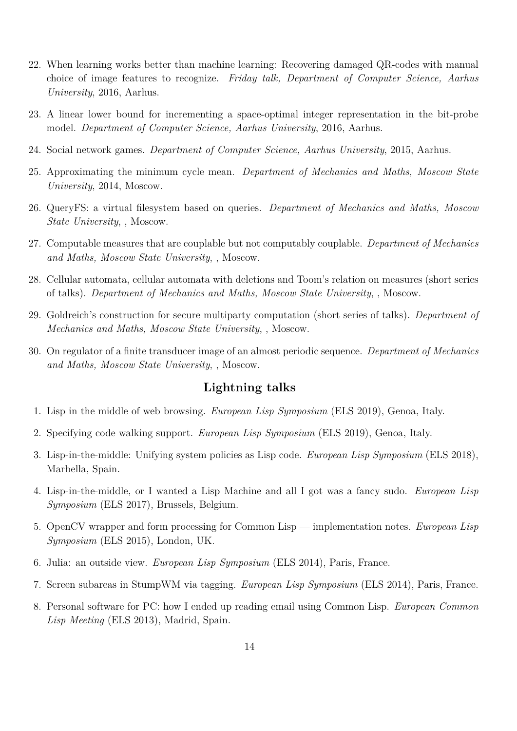22. When learning works better than machine learning: Recovering damaged QR-codes with manual choice of image features to recognize. *Friday talk, Department of Computer Science, Aarhus University*, 2016, Aarhus.
23. A linear lower bound for incrementing a space-optimal integer representation in the bit-probe model. *Department of Computer Science, Aarhus University*, 2016, Aarhus.
24. Social network games. *Department of Computer Science, Aarhus University*, 2015, Aarhus.
25. Approximating the minimum cycle mean. *Department of Mechanics and Maths, Moscow State University*, 2014, Moscow.
26. QueryFS: a virtual filesystem based on queries. *Department of Mechanics and Maths, Moscow State University*, , Moscow.
27. Computable measures that are couplable but not computably couplable. *Department of Mechanics and Maths, Moscow State University*, , Moscow.
28. Cellular automata, cellular automata with deletions and Toom's relation on measures (short series of talks). *Department of Mechanics and Maths, Moscow State University*, , Moscow.
29. Goldreich's construction for secure multiparty computation (short series of talks). *Department of Mechanics and Maths, Moscow State University*, , Moscow.
30. On regulator of a finite transducer image of an almost periodic sequence. *Department of Mechanics and Maths, Moscow State University*, , Moscow.

## Lightning talks

1. Lisp in the middle of web browsing. *European Lisp Symposium* (ELS 2019), Genoa, Italy.
2. Specifying code walking support. *European Lisp Symposium* (ELS 2019), Genoa, Italy.
3. Lisp-in-the-middle: Unifying system policies as Lisp code. *European Lisp Symposium* (ELS 2018), Marbella, Spain.
4. Lisp-in-the-middle, or I wanted a Lisp Machine and all I got was a fancy sudo. *European Lisp Symposium* (ELS 2017), Brussels, Belgium.
5. OpenCV wrapper and form processing for Common Lisp — implementation notes. *European Lisp Symposium* (ELS 2015), London, UK.
6. Julia: an outside view. *European Lisp Symposium* (ELS 2014), Paris, France.
7. Screen subareas in StumpWM via tagging. *European Lisp Symposium* (ELS 2014), Paris, France.
8. Personal software for PC: how I ended up reading email using Common Lisp. *European Common Lisp Meeting* (ELS 2013), Madrid, Spain.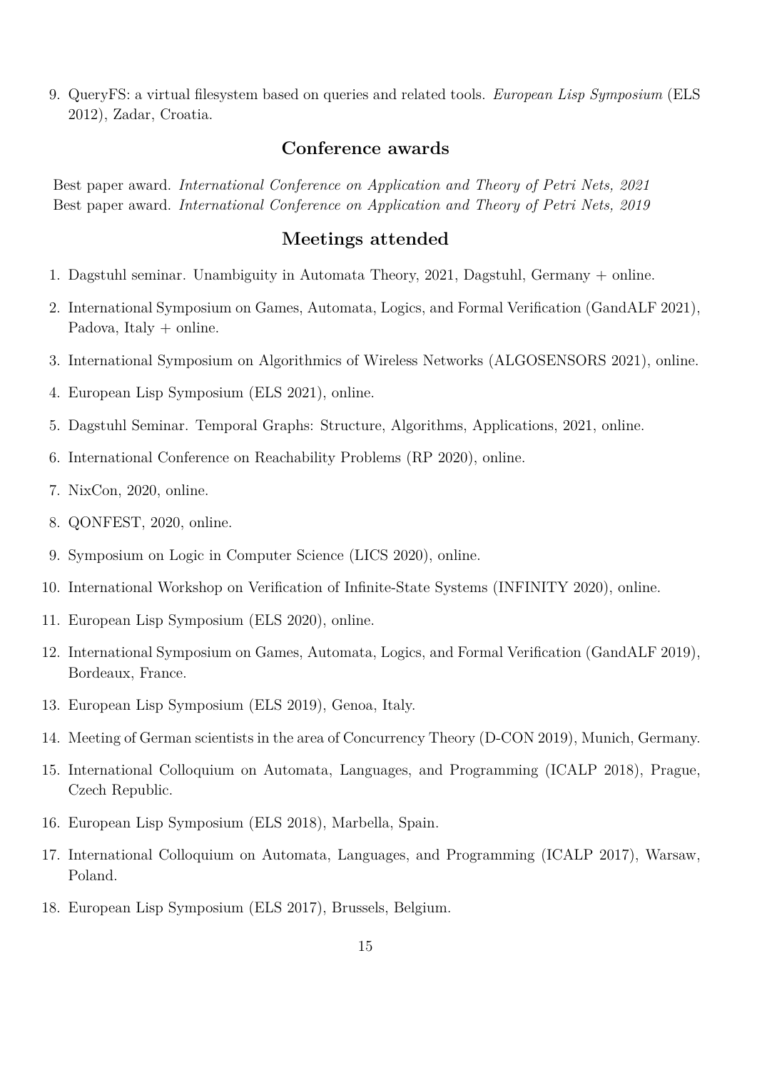9. QueryFS: a virtual filesystem based on queries and related tools. *European Lisp Symposium* (ELS 2012), Zadar, Croatia.

## Conference awards

Best paper award. *International Conference on Application and Theory of Petri Nets, 2021*
Best paper award. *International Conference on Application and Theory of Petri Nets, 2019*

## Meetings attended

1. Dagstuhl seminar. Unambiguity in Automata Theory, 2021, Dagstuhl, Germany + online.
2. International Symposium on Games, Automata, Logics, and Formal Verification (GandALF 2021), Padova, Italy + online.
3. International Symposium on Algorithmics of Wireless Networks (ALGOSENSORS 2021), online.
4. European Lisp Symposium (ELS 2021), online.
5. Dagstuhl Seminar. Temporal Graphs: Structure, Algorithms, Applications, 2021, online.
6. International Conference on Reachability Problems (RP 2020), online.
7. NixCon, 2020, online.
8. QONFEST, 2020, online.
9. Symposium on Logic in Computer Science (LICS 2020), online.
10. International Workshop on Verification of Infinite-State Systems (INFINITY 2020), online.
11. European Lisp Symposium (ELS 2020), online.
12. International Symposium on Games, Automata, Logics, and Formal Verification (GandALF 2019), Bordeaux, France.
13. European Lisp Symposium (ELS 2019), Genoa, Italy.
14. Meeting of German scientists in the area of Concurrency Theory (D-CON 2019), Munich, Germany.
15. International Colloquium on Automata, Languages, and Programming (ICALP 2018), Prague, Czech Republic.
16. European Lisp Symposium (ELS 2018), Marbella, Spain.
17. International Colloquium on Automata, Languages, and Programming (ICALP 2017), Warsaw, Poland.
18. European Lisp Symposium (ELS 2017), Brussels, Belgium.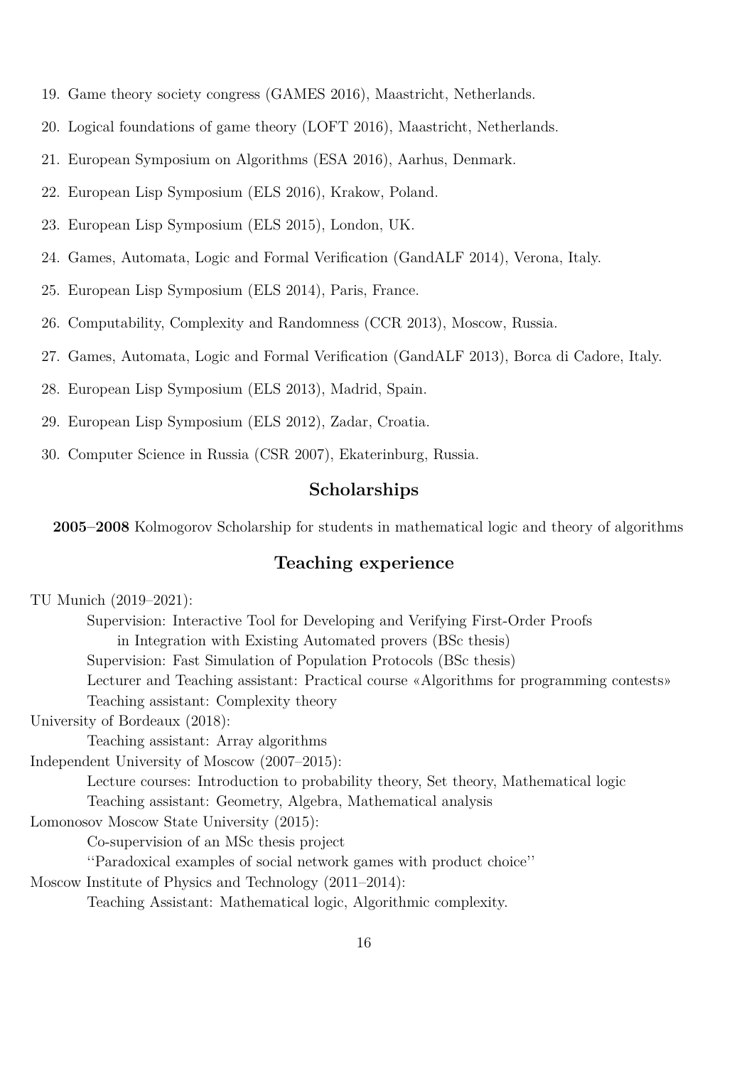19. Game theory society congress (GAMES 2016), Maastricht, Netherlands.
20. Logical foundations of game theory (LOFT 2016), Maastricht, Netherlands.
21. European Symposium on Algorithms (ESA 2016), Aarhus, Denmark.
22. European Lisp Symposium (ELS 2016), Krakow, Poland.
23. European Lisp Symposium (ELS 2015), London, UK.
24. Games, Automata, Logic and Formal Verification (GandALF 2014), Verona, Italy.
25. European Lisp Symposium (ELS 2014), Paris, France.
26. Computability, Complexity and Randomness (CCR 2013), Moscow, Russia.
27. Games, Automata, Logic and Formal Verification (GandALF 2013), Borca di Cadore, Italy.
28. European Lisp Symposium (ELS 2013), Madrid, Spain.
29. European Lisp Symposium (ELS 2012), Zadar, Croatia.
30. Computer Science in Russia (CSR 2007), Ekaterinburg, Russia.

## Scholarships

**2005–2008** Kolmogorov Scholarship for students in mathematical logic and theory of algorithms

## Teaching experience

TU Munich (2019–2021):

- Supervision: Interactive Tool for Developing and Verifying First-Order Proofs in Integration with Existing Automated provers (BSc thesis)
- Supervision: Fast Simulation of Population Protocols (BSc thesis)
- Lecturer and Teaching assistant: Practical course «Algorithms for programming contests»
- Teaching assistant: Complexity theory

University of Bordeaux (2018):

- Teaching assistant: Array algorithms

Independent University of Moscow (2007–2015):

- Lecture courses: Introduction to probability theory, Set theory, Mathematical logic
- Teaching assistant: Geometry, Algebra, Mathematical analysis

Lomonosov Moscow State University (2015):

- Co-supervision of an MSc thesis project ''Paradoxical examples of social network games with product choice''

Moscow Institute of Physics and Technology (2011–2014):

- Teaching Assistant: Mathematical logic, Algorithmic complexity.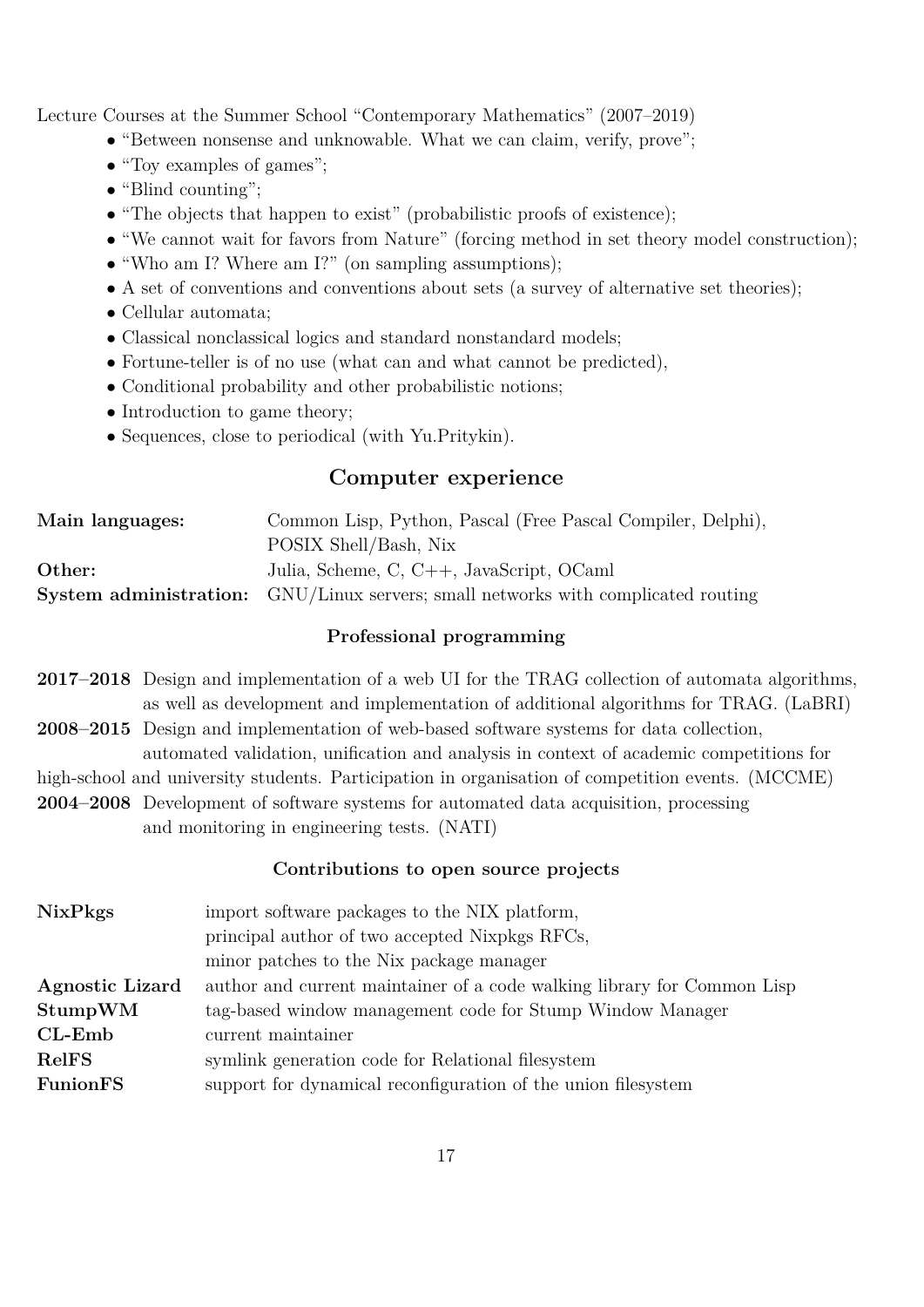Lecture Courses at the Summer School "Contemporary Mathematics" (2007–2019)

- "Between nonsense and unknowable. What we can claim, verify, prove";
- "Toy examples of games";
- "Blind counting";
- "The objects that happen to exist" (probabilistic proofs of existence);
- "We cannot wait for favors from Nature" (forcing method in set theory model construction);
- "Who am I? Where am I?" (on sampling assumptions);
- A set of conventions and conventions about sets (a survey of alternative set theories);
- Cellular automata;
- Classical nonclassical logics and standard nonstandard models;
- Fortune-teller is of no use (what can and what cannot be predicted),
- Conditional probability and other probabilistic notions;
- Introduction to game theory;
- Sequences, close to periodical (with Yu.Pritykin).

## Computer experience

| | |
|---|---|
| **Main languages:** | Common Lisp, Python, Pascal (Free Pascal Compiler, Delphi), POSIX Shell/Bash, Nix |
| **Other:** | Julia, Scheme, C, C++, JavaScript, OCaml |
| **System administration:** | GNU/Linux servers; small networks with complicated routing |

### Professional programming

**2017–2018** Design and implementation of a web UI for the TRAG collection of automata algorithms, as well as development and implementation of additional algorithms for TRAG. (LaBRI)

**2008–2015** Design and implementation of web-based software systems for data collection, automated validation, unification and analysis in context of academic competitions for high-school and university students. Participation in organisation of competition events. (MCCME)

**2004–2008** Development of software systems for automated data acquisition, processing and monitoring in engineering tests. (NATI)

### Contributions to open source projects

| | |
|---|---|
| **NixPkgs** | import software packages to the NIX platform, principal author of two accepted Nixpkgs RFCs, minor patches to the Nix package manager |
| **Agnostic Lizard** | author and current maintainer of a code walking library for Common Lisp |
| **StumpWM** | tag-based window management code for Stump Window Manager |
| **CL-Emb** | current maintainer |
| **RelFS** | symlink generation code for Relational filesystem |
| **FunionFS** | support for dynamical reconfiguration of the union filesystem |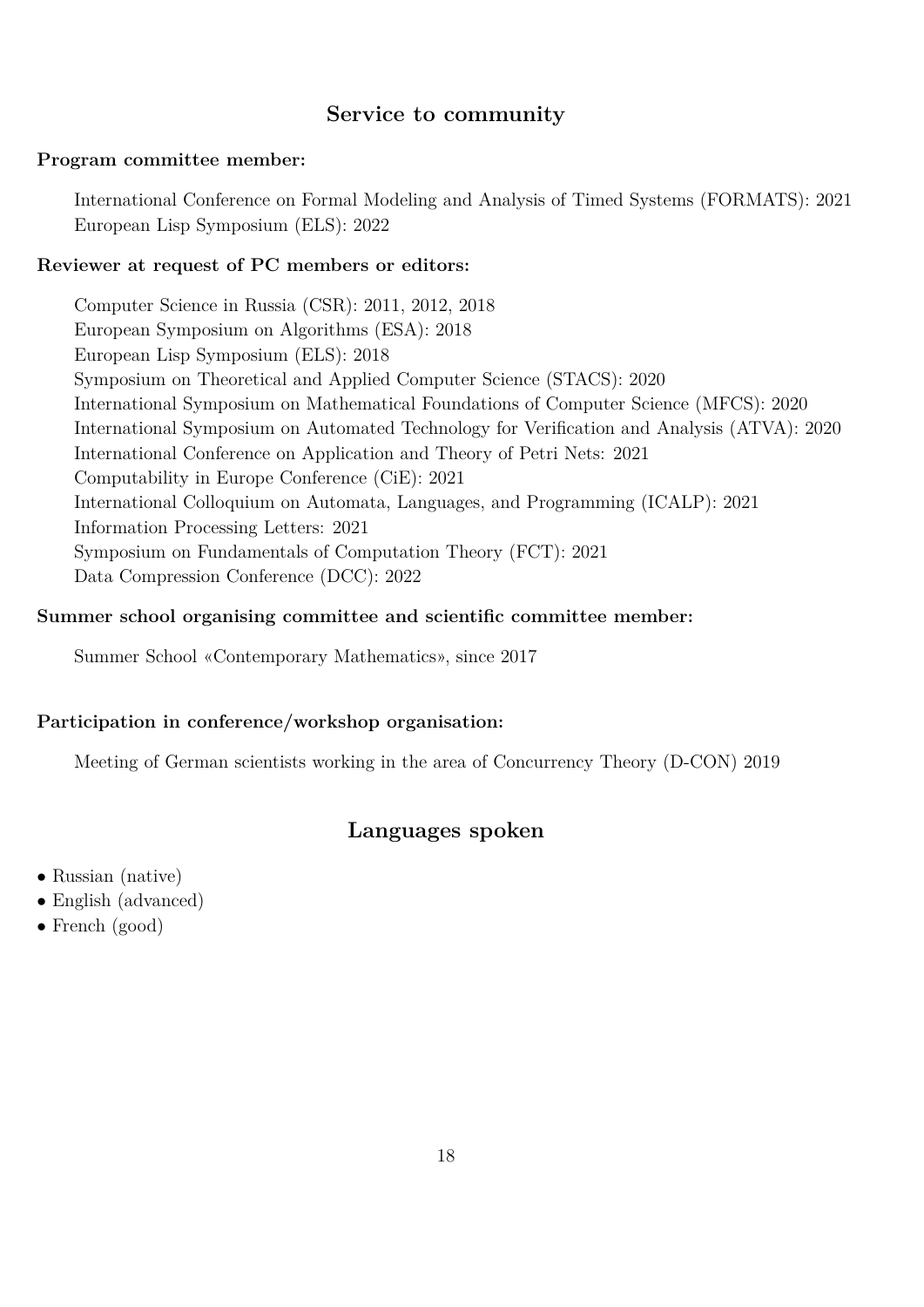## Service to community

**Program committee member:**

International Conference on Formal Modeling and Analysis of Timed Systems (FORMATS): 2021
European Lisp Symposium (ELS): 2022

**Reviewer at request of PC members or editors:**

Computer Science in Russia (CSR): 2011, 2012, 2018
European Symposium on Algorithms (ESA): 2018
European Lisp Symposium (ELS): 2018
Symposium on Theoretical and Applied Computer Science (STACS): 2020
International Symposium on Mathematical Foundations of Computer Science (MFCS): 2020
International Symposium on Automated Technology for Verification and Analysis (ATVA): 2020
International Conference on Application and Theory of Petri Nets: 2021
Computability in Europe Conference (CiE): 2021
International Colloquium on Automata, Languages, and Programming (ICALP): 2021
Information Processing Letters: 2021
Symposium on Fundamentals of Computation Theory (FCT): 2021
Data Compression Conference (DCC): 2022

**Summer school organising committee and scientific committee member:**

Summer School «Contemporary Mathematics», since 2017

**Participation in conference/workshop organisation:**

Meeting of German scientists working in the area of Concurrency Theory (D-CON) 2019

## Languages spoken

- Russian (native)
- English (advanced)
- French (good)